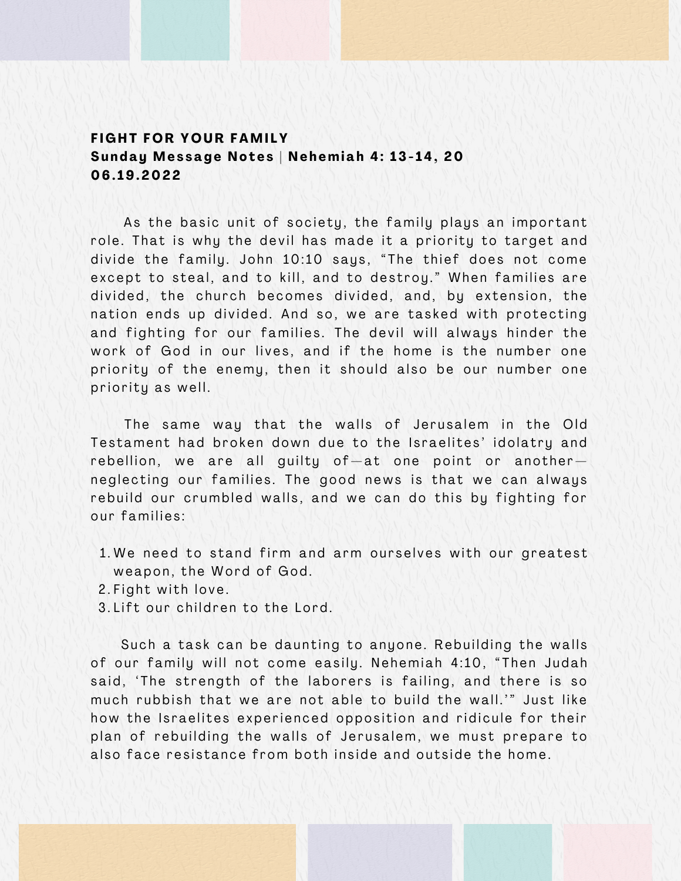# FIGHT FOR YOUR FAMILY

**Sunday Message Notes | Nehemiah 4: 13-14, 20**
**06.19.2022**

As the basic unit of society, the family plays an important role. That is why the devil has made it a priority to target and divide the family. John 10:10 says, "The thief does not come except to steal, and to kill, and to destroy." When families are divided, the church becomes divided, and, by extension, the nation ends up divided. And so, we are tasked with protecting and fighting for our families. The devil will always hinder the work of God in our lives, and if the home is the number one priority of the enemy, then it should also be our number one priority as well.

The same way that the walls of Jerusalem in the Old Testament had broken down due to the Israelites' idolatry and rebellion, we are all guilty of—at one point or another—neglecting our families. The good news is that we can always rebuild our crumbled walls, and we can do this by fighting for our families:

1. We need to stand firm and arm ourselves with our greatest weapon, the Word of God.
2. Fight with love.
3. Lift our children to the Lord.

Such a task can be daunting to anyone. Rebuilding the walls of our family will not come easily. Nehemiah 4:10, "Then Judah said, 'The strength of the laborers is failing, and there is so much rubbish that we are not able to build the wall.'" Just like how the Israelites experienced opposition and ridicule for their plan of rebuilding the walls of Jerusalem, we must prepare to also face resistance from both inside and outside the home.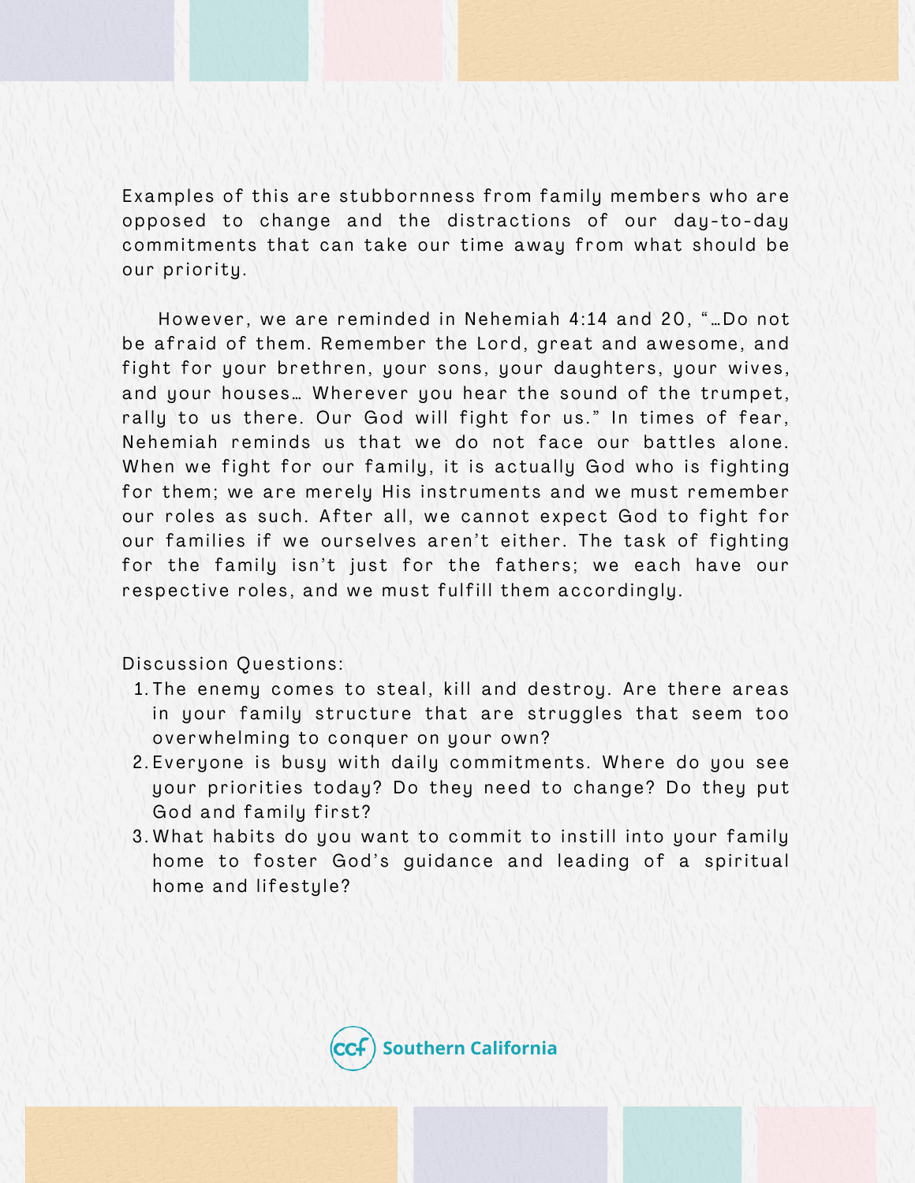Examples of this are stubbornness from family members who are opposed to change and the distractions of our day-to-day commitments that can take our time away from what should be our priority.

However, we are reminded in Nehemiah 4:14 and 20, "…Do not be afraid of them. Remember the Lord, great and awesome, and fight for your brethren, your sons, your daughters, your wives, and your houses… Wherever you hear the sound of the trumpet, rally to us there. Our God will fight for us." In times of fear, Nehemiah reminds us that we do not face our battles alone. When we fight for our family, it is actually God who is fighting for them; we are merely His instruments and we must remember our roles as such. After all, we cannot expect God to fight for our families if we ourselves aren't either. The task of fighting for the family isn't just for the fathers; we each have our respective roles, and we must fulfill them accordingly.

Discussion Questions:

1. The enemy comes to steal, kill and destroy. Are there areas in your family structure that are struggles that seem too overwhelming to conquer on your own?
2. Everyone is busy with daily commitments. Where do you see your priorities today? Do they need to change? Do they put God and family first?
3. What habits do you want to commit to instill into your family home to foster God's guidance and leading of a spiritual home and lifestyle?

ccf Southern California